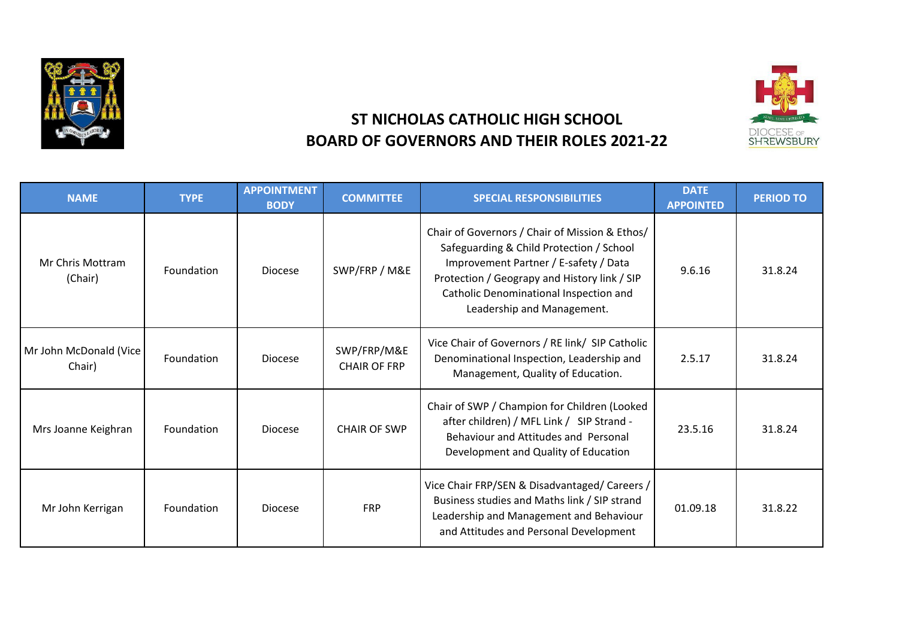# ST NICHOLAS CATHOLIC HIGH SCHOOL
# BOARD OF GOVERNORS AND THEIR ROLES 2021-22

| NAME | TYPE | APPOINTMENT BODY | COMMITTEE | SPECIAL RESPONSIBILITIES | DATE APPOINTED | PERIOD TO |
|---|---|---|---|---|---|---|
| Mr Chris Mottram (Chair) | Foundation | Diocese | SWP/FRP / M&E | Chair of Governors / Chair of Mission & Ethos/ Safeguarding & Child Protection / School Improvement Partner / E-safety / Data Protection / Geograpy and History link / SIP Catholic Denominational Inspection and Leadership and Management. | 9.6.16 | 31.8.24 |
| Mr John McDonald (Vice Chair) | Foundation | Diocese | SWP/FRP/M&E CHAIR OF FRP | Vice Chair of Governors / RE link/ SIP Catholic Denominational Inspection, Leadership and Management, Quality of Education. | 2.5.17 | 31.8.24 |
| Mrs Joanne Keighran | Foundation | Diocese | CHAIR OF SWP | Chair of SWP / Champion for Children (Looked after children) / MFL Link / SIP Strand - Behaviour and Attitudes and Personal Development and Quality of Education | 23.5.16 | 31.8.24 |
| Mr John Kerrigan | Foundation | Diocese | FRP | Vice Chair FRP/SEN & Disadvantaged/ Careers / Business studies and Maths link / SIP strand Leadership and Management and Behaviour and Attitudes and Personal Development | 01.09.18 | 31.8.22 |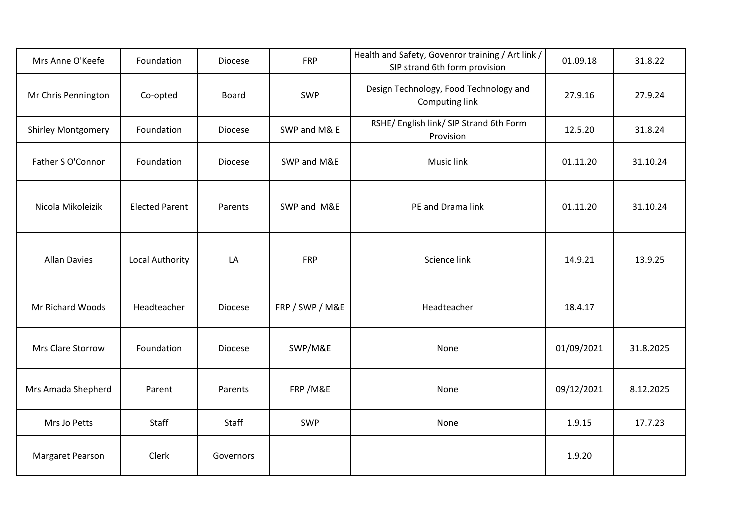| | | | | | | |
|---|---|---|---|---|---|---|
| Mrs Anne O'Keefe | Foundation | Diocese | FRP | Health and Safety, Govenror training / Art link / SIP strand 6th form provision | 01.09.18 | 31.8.22 |
| Mr Chris Pennington | Co-opted | Board | SWP | Design Technology, Food Technology and Computing link | 27.9.16 | 27.9.24 |
| Shirley Montgomery | Foundation | Diocese | SWP and M& E | RSHE/ English link/ SIP Strand 6th Form Provision | 12.5.20 | 31.8.24 |
| Father S O'Connor | Foundation | Diocese | SWP and M&E | Music link | 01.11.20 | 31.10.24 |
| Nicola Mikoleizik | Elected Parent | Parents | SWP and M&E | PE and Drama link | 01.11.20 | 31.10.24 |
| Allan Davies | Local Authority | LA | FRP | Science link | 14.9.21 | 13.9.25 |
| Mr Richard Woods | Headteacher | Diocese | FRP / SWP / M&E | Headteacher | 18.4.17 | |
| Mrs Clare Storrow | Foundation | Diocese | SWP/M&E | None | 01/09/2021 | 31.8.2025 |
| Mrs Amada Shepherd | Parent | Parents | FRP /M&E | None | 09/12/2021 | 8.12.2025 |
| Mrs Jo Petts | Staff | Staff | SWP | None | 1.9.15 | 17.7.23 |
| Margaret Pearson | Clerk | Governors | | | 1.9.20 | |